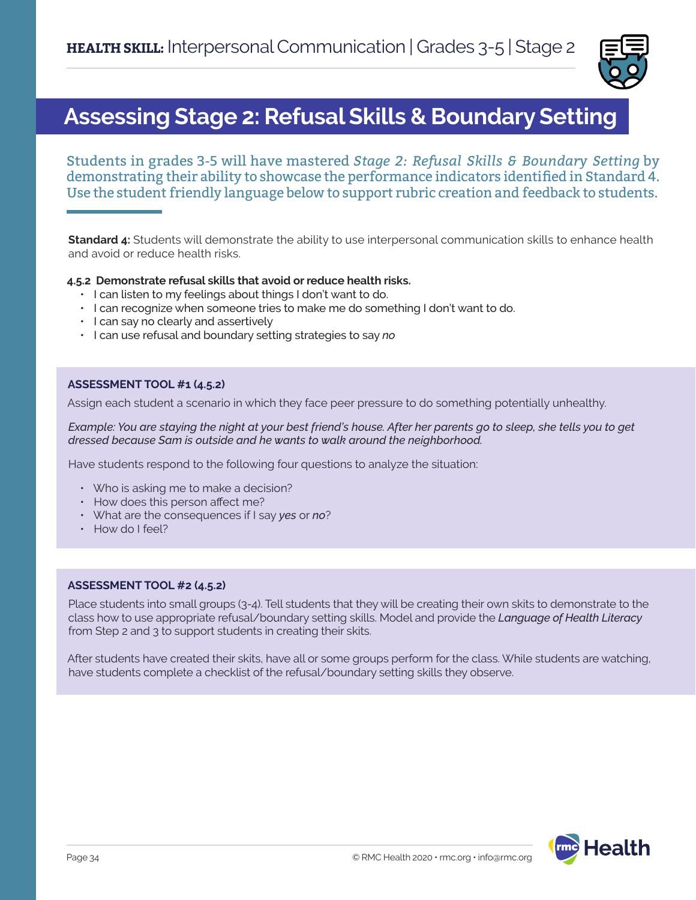**HEALTH SKILL:** Interpersonal Communication | Grades 3-5 | Stage 2

# Assessing Stage 2: Refusal Skills & Boundary Setting

Students in grades 3-5 will have mastered *Stage 2: Refusal Skills & Boundary Setting* by demonstrating their ability to showcase the performance indicators identified in Standard 4. Use the student friendly language below to support rubric creation and feedback to students.

**Standard 4:** Students will demonstrate the ability to use interpersonal communication skills to enhance health and avoid or reduce health risks.

**4.5.2 Demonstrate refusal skills that avoid or reduce health risks.**

- I can listen to my feelings about things I don't want to do.
- I can recognize when someone tries to make me do something I don't want to do.
- I can say no clearly and assertively
- I can use refusal and boundary setting strategies to say *no*

**ASSESSMENT TOOL #1 (4.5.2)**

Assign each student a scenario in which they face peer pressure to do something potentially unhealthy.

*Example: You are staying the night at your best friend's house. After her parents go to sleep, she tells you to get dressed because Sam is outside and he wants to walk around the neighborhood.*

Have students respond to the following four questions to analyze the situation:

- Who is asking me to make a decision?
- How does this person affect me?
- What are the consequences if I say *yes* or *no*?
- How do I feel?

**ASSESSMENT TOOL #2 (4.5.2)**

Place students into small groups (3-4). Tell students that they will be creating their own skits to demonstrate to the class how to use appropriate refusal/boundary setting skills. Model and provide the *Language of Health Literacy* from Step 2 and 3 to support students in creating their skits.

After students have created their skits, have all or some groups perform for the class. While students are watching, have students complete a checklist of the refusal/boundary setting skills they observe.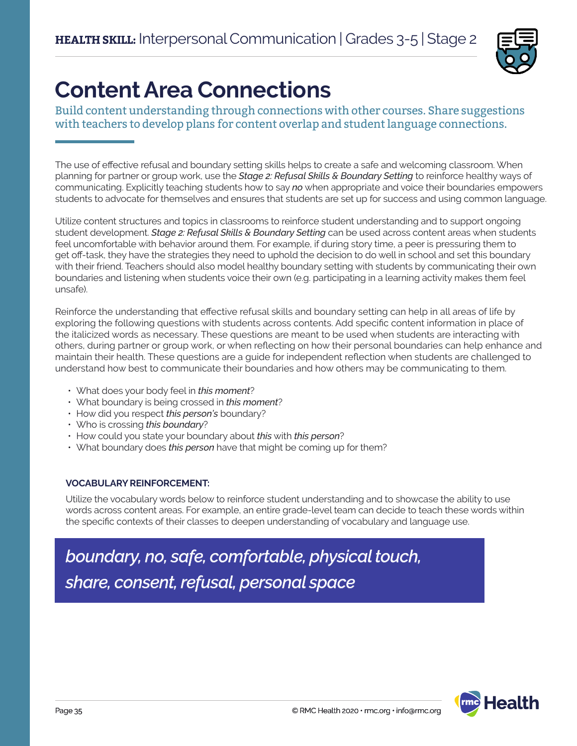# Content Area Connections

Build content understanding through connections with other courses. Share suggestions with teachers to develop plans for content overlap and student language connections.

The use of effective refusal and boundary setting skills helps to create a safe and welcoming classroom. When planning for partner or group work, use the *Stage 2: Refusal Skills & Boundary Setting* to reinforce healthy ways of communicating. Explicitly teaching students how to say ***no*** when appropriate and voice their boundaries empowers students to advocate for themselves and ensures that students are set up for success and using common language.

Utilize content structures and topics in classrooms to reinforce student understanding and to support ongoing student development. *Stage 2: Refusal Skills & Boundary Setting* can be used across content areas when students feel uncomfortable with behavior around them. For example, if during story time, a peer is pressuring them to get off-task, they have the strategies they need to uphold the decision to do well in school and set this boundary with their friend. Teachers should also model healthy boundary setting with students by communicating their own boundaries and listening when students voice their own (e.g. participating in a learning activity makes them feel unsafe).

Reinforce the understanding that effective refusal skills and boundary setting can help in all areas of life by exploring the following questions with students across contents. Add specific content information in place of the italicized words as necessary. These questions are meant to be used when students are interacting with others, during partner or group work, or when reflecting on how their personal boundaries can help enhance and maintain their health. These questions are a guide for independent reflection when students are challenged to understand how best to communicate their boundaries and how others may be communicating to them.

- What does your body feel in *this moment*?
- What boundary is being crossed in *this moment*?
- How did you respect *this person's* boundary?
- Who is crossing *this boundary*?
- How could you state your boundary about *this* with *this person*?
- What boundary does *this person* have that might be coming up for them?

**VOCABULARY REINFORCEMENT:**

Utilize the vocabulary words below to reinforce student understanding and to showcase the ability to use words across content areas. For example, an entire grade-level team can decide to teach these words within the specific contexts of their classes to deepen understanding of vocabulary and language use.

*boundary, no, safe, comfortable, physical touch, share, consent, refusal, personal space*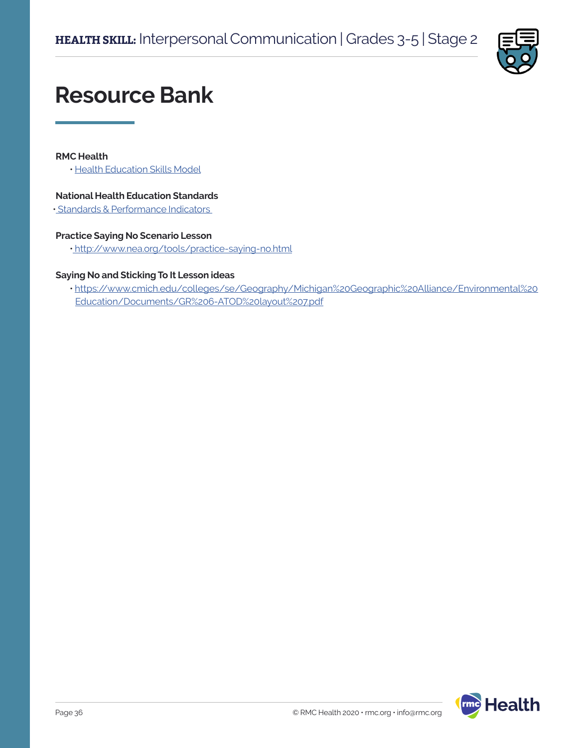# Resource Bank

**RMC Health**

- Health Education Skills Model

**National Health Education Standards**

- Standards & Performance Indicators

**Practice Saying No Scenario Lesson**

- http://www.nea.org/tools/practice-saying-no.html

**Saying No and Sticking To It Lesson ideas**

- https://www.cmich.edu/colleges/se/Geography/Michigan%20Geographic%20Alliance/Environmental%20Education/Documents/GR%206-ATOD%20layout%207.pdf